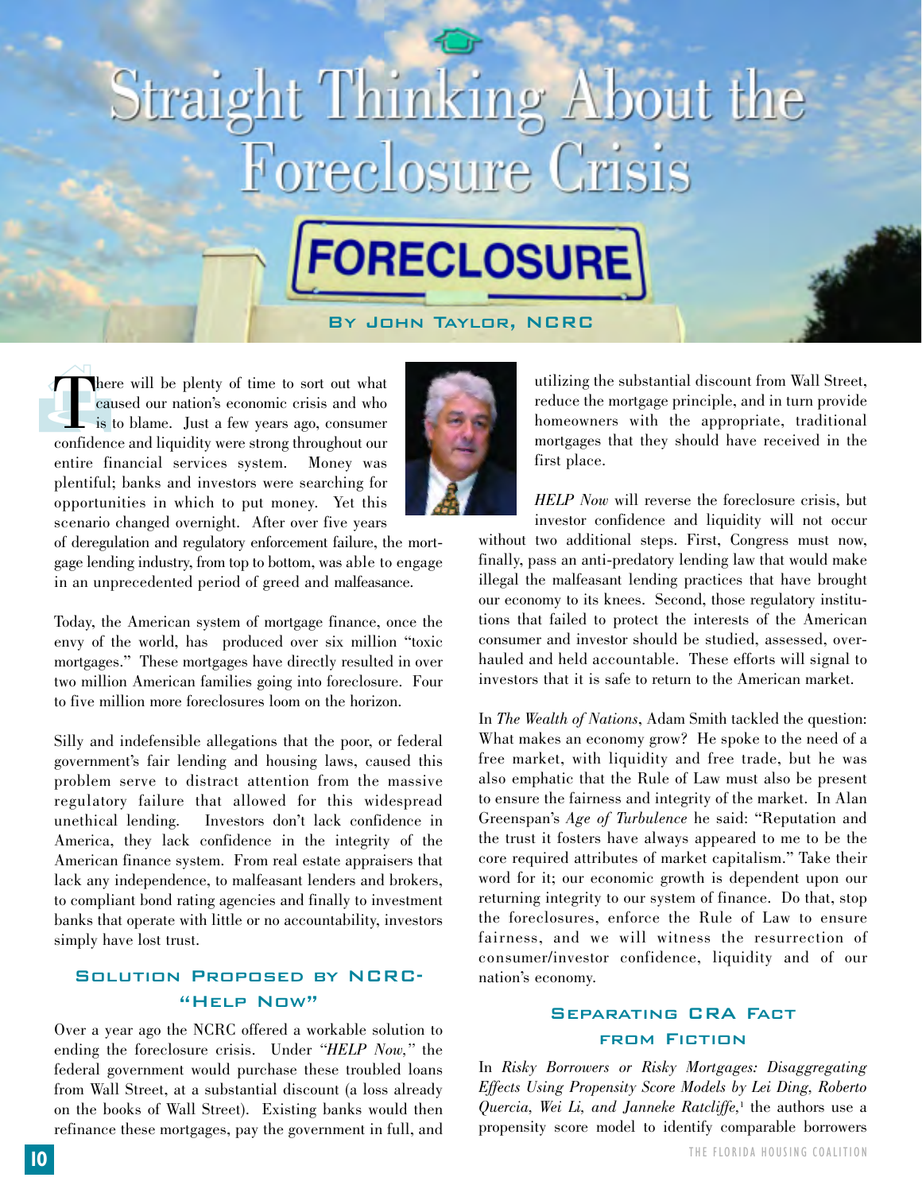# Straight Thinking About the Foreclosure Crisis

FORECLOSURE

By John Taylor, NCRC

There will be plenty of time to sort out what caused our nation's economic crisis and who is to blame. Just a few years ago, consumer confidence and liquidity were strong throughout our entire financial services system. Money was plentiful; banks and investors were searching for opportunities in which to put money. Yet this scenario changed overnight. After over five years of deregulation and regulatory enforcement failure, the mortgage lending industry, from top to bottom, was able to engage in an unprecedented period of greed and malfeasance.

Today, the American system of mortgage finance, once the envy of the world, has produced over six million "toxic mortgages." These mortgages have directly resulted in over two million American families going into foreclosure. Four to five million more foreclosures loom on the horizon.

Silly and indefensible allegations that the poor, or federal government's fair lending and housing laws, caused this problem serve to distract attention from the massive regulatory failure that allowed for this widespread unethical lending. Investors don't lack confidence in America, they lack confidence in the integrity of the American finance system. From real estate appraisers that lack any independence, to malfeasant lenders and brokers, to compliant bond rating agencies and finally to investment banks that operate with little or no accountability, investors simply have lost trust.

## Solution Proposed by NCRC- "Help Now"

Over a year ago the NCRC offered a workable solution to ending the foreclosure crisis. Under *"HELP Now,"* the federal government would purchase these troubled loans from Wall Street, at a substantial discount (a loss already on the books of Wall Street). Existing banks would then refinance these mortgages, pay the government in full, and utilizing the substantial discount from Wall Street, reduce the mortgage principle, and in turn provide homeowners with the appropriate, traditional mortgages that they should have received in the first place.

*HELP Now* will reverse the foreclosure crisis, but investor confidence and liquidity will not occur without two additional steps. First, Congress must now, finally, pass an anti-predatory lending law that would make illegal the malfeasant lending practices that have brought our economy to its knees. Second, those regulatory institutions that failed to protect the interests of the American consumer and investor should be studied, assessed, overhauled and held accountable. These efforts will signal to investors that it is safe to return to the American market.

In *The Wealth of Nations*, Adam Smith tackled the question: What makes an economy grow? He spoke to the need of a free market, with liquidity and free trade, but he was also emphatic that the Rule of Law must also be present to ensure the fairness and integrity of the market. In Alan Greenspan's *Age of Turbulence* he said: "Reputation and the trust it fosters have always appeared to me to be the core required attributes of market capitalism." Take their word for it; our economic growth is dependent upon our returning integrity to our system of finance. Do that, stop the foreclosures, enforce the Rule of Law to ensure fairness, and we will witness the resurrection of consumer/investor confidence, liquidity and of our nation's economy.

## Separating CRA Fact from Fiction

In *Risky Borrowers or Risky Mortgages: Disaggregating Effects Using Propensity Score Models by Lei Ding, Roberto Quercia, Wei Li, and Janneke Ratcliffe,*[1] the authors use a propensity score model to identify comparable borrowers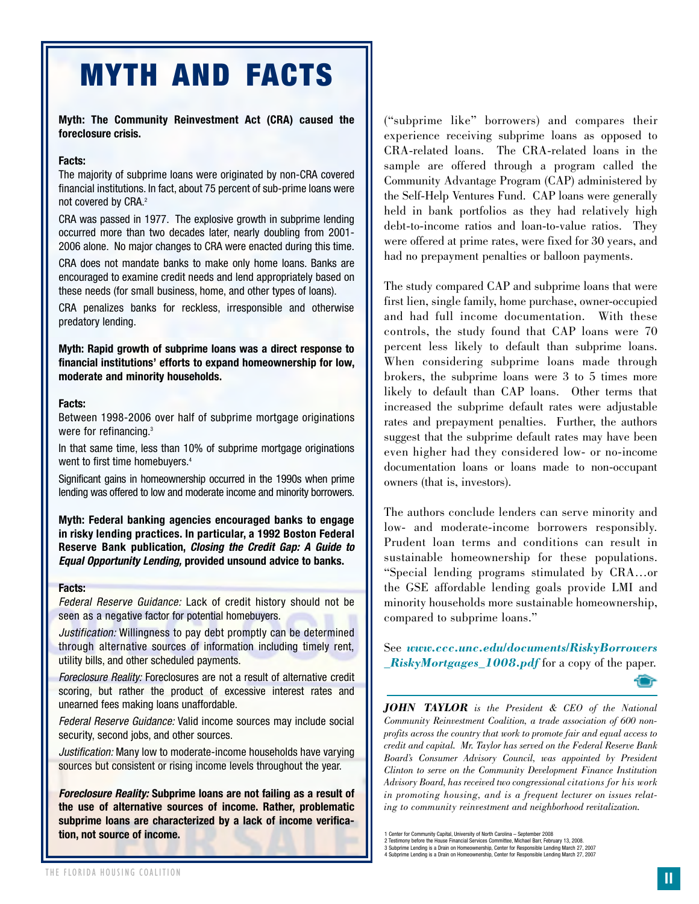# MYTH AND FACTS

**Myth: The Community Reinvestment Act (CRA) caused the foreclosure crisis.**

**Facts:**

The majority of subprime loans were originated by non-CRA covered financial institutions. In fact, about 75 percent of sub-prime loans were not covered by CRA.[2]

CRA was passed in 1977. The explosive growth in subprime lending occurred more than two decades later, nearly doubling from 2001-2006 alone. No major changes to CRA were enacted during this time.

CRA does not mandate banks to make only home loans. Banks are encouraged to examine credit needs and lend appropriately based on these needs (for small business, home, and other types of loans).

CRA penalizes banks for reckless, irresponsible and otherwise predatory lending.

**Myth: Rapid growth of subprime loans was a direct response to financial institutions' efforts to expand homeownership for low, moderate and minority households.**

**Facts:**

Between 1998-2006 over half of subprime mortgage originations were for refinancing.[3]

In that same time, less than 10% of subprime mortgage originations went to first time homebuyers.[4]

Significant gains in homeownership occurred in the 1990s when prime lending was offered to low and moderate income and minority borrowers.

**Myth: Federal banking agencies encouraged banks to engage in risky lending practices. In particular, a 1992 Boston Federal Reserve Bank publication, *Closing the Credit Gap: A Guide to Equal Opportunity Lending,* provided unsound advice to banks.**

**Facts:**

*Federal Reserve Guidance:* Lack of credit history should not be seen as a negative factor for potential homebuyers.

*Justification:* Willingness to pay debt promptly can be determined through alternative sources of information including timely rent, utility bills, and other scheduled payments.

*Foreclosure Reality:* Foreclosures are not a result of alternative credit scoring, but rather the product of excessive interest rates and unearned fees making loans unaffordable.

*Federal Reserve Guidance:* Valid income sources may include social security, second jobs, and other sources.

*Justification:* Many low to moderate-income households have varying sources but consistent or rising income levels throughout the year.

***Foreclosure Reality:* Subprime loans are not failing as a result of the use of alternative sources of income. Rather, problematic subprime loans are characterized by a lack of income verification, not source of income.**

("subprime like" borrowers) and compares their experience receiving subprime loans as opposed to CRA-related loans. The CRA-related loans in the sample are offered through a program called the Community Advantage Program (CAP) administered by the Self-Help Ventures Fund. CAP loans were generally held in bank portfolios as they had relatively high debt-to-income ratios and loan-to-value ratios. They were offered at prime rates, were fixed for 30 years, and had no prepayment penalties or balloon payments.

The study compared CAP and subprime loans that were first lien, single family, home purchase, owner-occupied and had full income documentation. With these controls, the study found that CAP loans were 70 percent less likely to default than subprime loans. When considering subprime loans made through brokers, the subprime loans were 3 to 5 times more likely to default than CAP loans. Other terms that increased the subprime default rates were adjustable rates and prepayment penalties. Further, the authors suggest that the subprime default rates may have been even higher had they considered low- or no-income documentation loans or loans made to non-occupant owners (that is, investors).

The authors conclude lenders can serve minority and low- and moderate-income borrowers responsibly. Prudent loan terms and conditions can result in sustainable homeownership for these populations. "Special lending programs stimulated by CRA…or the GSE affordable lending goals provide LMI and minority households more sustainable homeownership, compared to subprime loans."

See ***www.ccc.unc.edu/documents/RiskyBorrowers_RiskyMortgages_1008.pdf*** for a copy of the paper.

***JOHN TAYLOR*** *is the President & CEO of the National Community Reinvestment Coalition, a trade association of 600 nonprofits across the country that work to promote fair and equal access to credit and capital. Mr. Taylor has served on the Federal Reserve Bank Board's Consumer Advisory Council, was appointed by President Clinton to serve on the Community Development Finance Institution Advisory Board, has received two congressional citations for his work in promoting housing, and is a frequent lecturer on issues relating to community reinvestment and neighborhood revitalization.*

1 Center for Community Capital, University of North Carolina – September 2008
2 Testimony before the House Financial Services Committee, Michael Barr, February 13, 2008.
3 Subprime Lending is a Drain on Homeownership, Center for Responsible Lending March 27, 2007
4 Subprime Lending is a Drain on Homeownership, Center for Responsible Lending March 27, 2007